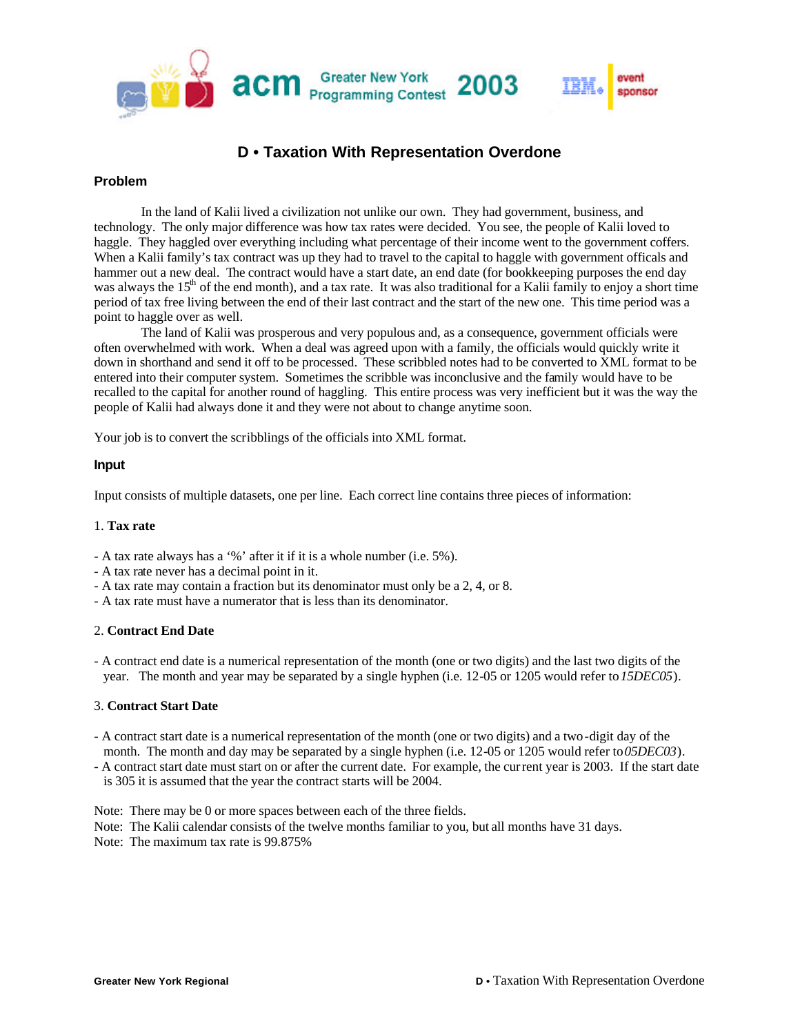# D • Taxation With Representation Overdone

## Problem

In the land of Kalii lived a civilization not unlike our own. They had government, business, and technology. The only major difference was how tax rates were decided. You see, the people of Kalii loved to haggle. They haggled over everything including what percentage of their income went to the government coffers. When a Kalii family's tax contract was up they had to travel to the capital to haggle with government officals and hammer out a new deal. The contract would have a start date, an end date (for bookkeeping purposes the end day was always the 15th of the end month), and a tax rate. It was also traditional for a Kalii family to enjoy a short time period of tax free living between the end of their last contract and the start of the new one. This time period was a point to haggle over as well.

The land of Kalii was prosperous and very populous and, as a consequence, government officials were often overwhelmed with work. When a deal was agreed upon with a family, the officials would quickly write it down in shorthand and send it off to be processed. These scribbled notes had to be converted to XML format to be entered into their computer system. Sometimes the scribble was inconclusive and the family would have to be recalled to the capital for another round of haggling. This entire process was very inefficient but it was the way the people of Kalii had always done it and they were not about to change anytime soon.

Your job is to convert the scribblings of the officials into XML format.

## Input

Input consists of multiple datasets, one per line. Each correct line contains three pieces of information:

1. **Tax rate**

- A tax rate always has a '%' after it if it is a whole number (i.e. 5%).
- A tax rate never has a decimal point in it.
- A tax rate may contain a fraction but its denominator must only be a 2, 4, or 8.
- A tax rate must have a numerator that is less than its denominator.

2. **Contract End Date**

- A contract end date is a numerical representation of the month (one or two digits) and the last two digits of the year. The month and year may be separated by a single hyphen (i.e. 12-05 or 1205 would refer to *15DEC05*).

3. **Contract Start Date**

- A contract start date is a numerical representation of the month (one or two digits) and a two-digit day of the month. The month and day may be separated by a single hyphen (i.e. 12-05 or 1205 would refer to *05DEC03*).
- A contract start date must start on or after the current date. For example, the current year is 2003. If the start date is 305 it is assumed that the year the contract starts will be 2004.

Note: There may be 0 or more spaces between each of the three fields.
Note: The Kalii calendar consists of the twelve months familiar to you, but all months have 31 days.
Note: The maximum tax rate is 99.875%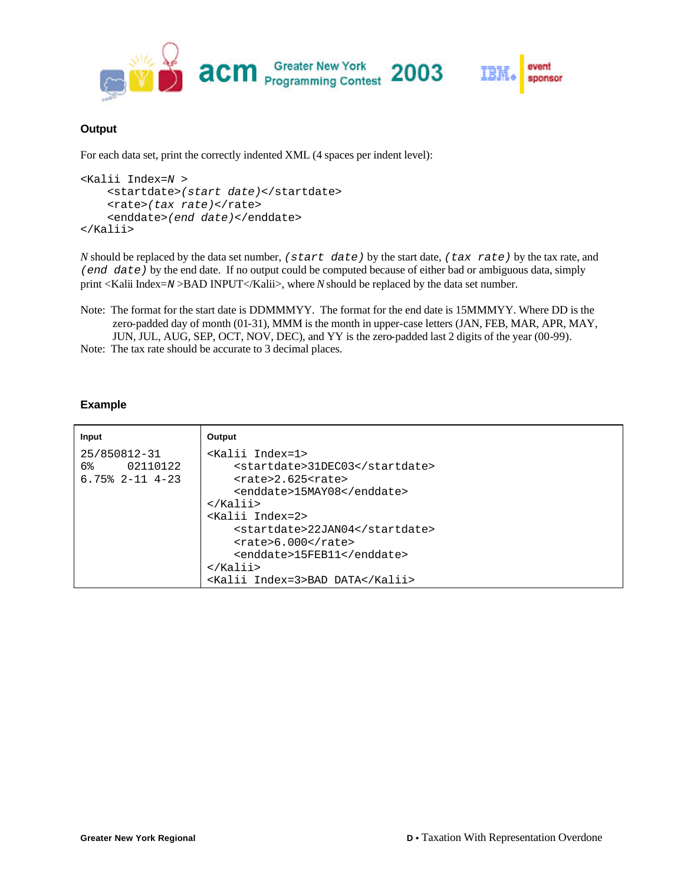## Output

For each data set, print the correctly indented XML (4 spaces per indent level):

```
<Kalii Index=N >
    <startdate>(start date)</startdate>
    <rate>(tax rate)</rate>
    <enddate>(end date)</enddate>
</Kalii>
```

*N* should be replaced by the data set number, `(start date)` by the start date, `(tax rate)` by the tax rate, and `(end date)` by the end date. If no output could be computed because of either bad or ambiguous data, simply print <Kalii Index=*N* >BAD INPUT</Kalii>, where *N* should be replaced by the data set number.

Note: The format for the start date is DDMMMYY. The format for the end date is 15MMMYY. Where DD is the zero-padded day of month (01-31), MMM is the month in upper-case letters (JAN, FEB, MAR, APR, MAY, JUN, JUL, AUG, SEP, OCT, NOV, DEC), and YY is the zero-padded last 2 digits of the year (00-99).

Note: The tax rate should be accurate to 3 decimal places.

## Example

| Input | Output |
|---|---|
| <pre>25/850812-31<br>6%     02110122<br>6.75% 2-11 4-23</pre> | <pre>&lt;Kalii Index=1&gt;<br>    &lt;startdate&gt;31DEC03&lt;/startdate&gt;<br>    &lt;rate&gt;2.625&lt;rate&gt;<br>    &lt;enddate&gt;15MAY08&lt;/enddate&gt;<br>&lt;/Kalii&gt;<br>&lt;Kalii Index=2&gt;<br>    &lt;startdate&gt;22JAN04&lt;/startdate&gt;<br>    &lt;rate&gt;6.000&lt;/rate&gt;<br>    &lt;enddate&gt;15FEB11&lt;/enddate&gt;<br>&lt;/Kalii&gt;<br>&lt;Kalii Index=3&gt;BAD DATA&lt;/Kalii&gt;</pre> |